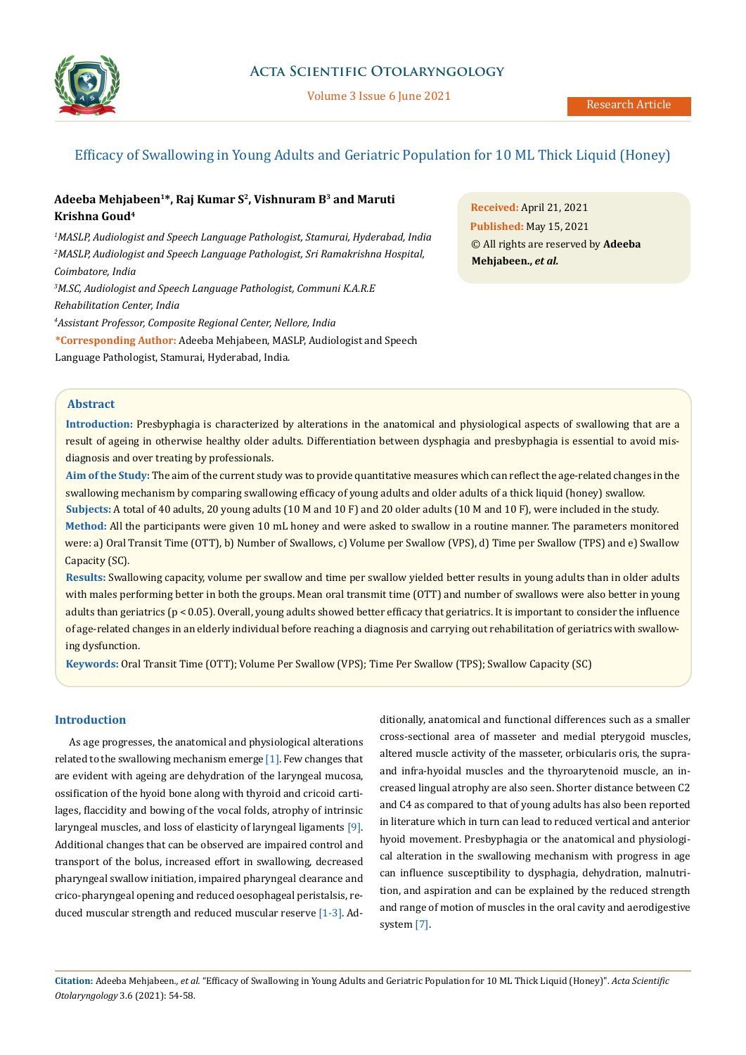# Efficacy of Swallowing in Young Adults and Geriatric Population for 10 ML Thick Liquid (Honey)

**Adeeba Mehjabeen[1]*, Raj Kumar S[2], Vishnuram B[3] and Maruti Krishna Goud[4]**

*[1]MASLP, Audiologist and Speech Language Pathologist, Stamurai, Hyderabad, India*
*[2]MASLP, Audiologist and Speech Language Pathologist, Sri Ramakrishna Hospital, Coimbatore, India*
*[3]M.SC, Audiologist and Speech Language Pathologist, Communi K.A.R.E Rehabilitation Center, India*
*[4]Assistant Professor, Composite Regional Center, Nellore, India*

**\*Corresponding Author:** Adeeba Mehjabeen, MASLP, Audiologist and Speech Language Pathologist, Stamurai, Hyderabad, India.

**Received:** April 21, 2021
**Published:** May 15, 2021
© All rights are reserved by **Adeeba Mehjabeen., *et al.***

## Abstract

**Introduction:** Presbyphagia is characterized by alterations in the anatomical and physiological aspects of swallowing that are a result of ageing in otherwise healthy older adults. Differentiation between dysphagia and presbyphagia is essential to avoid misdiagnosis and over treating by professionals.

**Aim of the Study:** The aim of the current study was to provide quantitative measures which can reflect the age-related changes in the swallowing mechanism by comparing swallowing efficacy of young adults and older adults of a thick liquid (honey) swallow.

**Subjects:** A total of 40 adults, 20 young adults (10 M and 10 F) and 20 older adults (10 M and 10 F), were included in the study.

**Method:** All the participants were given 10 mL honey and were asked to swallow in a routine manner. The parameters monitored were: a) Oral Transit Time (OTT), b) Number of Swallows, c) Volume per Swallow (VPS), d) Time per Swallow (TPS) and e) Swallow Capacity (SC).

**Results:** Swallowing capacity, volume per swallow and time per swallow yielded better results in young adults than in older adults with males performing better in both the groups. Mean oral transmit time (OTT) and number of swallows were also better in young adults than geriatrics ($p < 0.05$). Overall, young adults showed better efficacy that geriatrics. It is important to consider the influence of age-related changes in an elderly individual before reaching a diagnosis and carrying out rehabilitation of geriatrics with swallowing dysfunction.

**Keywords:** Oral Transit Time (OTT); Volume Per Swallow (VPS); Time Per Swallow (TPS); Swallow Capacity (SC)

## Introduction

As age progresses, the anatomical and physiological alterations related to the swallowing mechanism emerge [1]. Few changes that are evident with ageing are dehydration of the laryngeal mucosa, ossification of the hyoid bone along with thyroid and cricoid cartilages, flaccidity and bowing of the vocal folds, atrophy of intrinsic laryngeal muscles, and loss of elasticity of laryngeal ligaments [9]. Additional changes that can be observed are impaired control and transport of the bolus, increased effort in swallowing, decreased pharyngeal swallow initiation, impaired pharyngeal clearance and crico-pharyngeal opening and reduced oesophageal peristalsis, reduced muscular strength and reduced muscular reserve [1-3]. Additionally, anatomical and functional differences such as a smaller cross-sectional area of masseter and medial pterygoid muscles, altered muscle activity of the masseter, orbicularis oris, the supra- and infra-hyoidal muscles and the thyroarytenoid muscle, an increased lingual atrophy are also seen. Shorter distance between C2 and C4 as compared to that of young adults has also been reported in literature which in turn can lead to reduced vertical and anterior hyoid movement. Presbyphagia or the anatomical and physiological alteration in the swallowing mechanism with progress in age can influence susceptibility to dysphagia, dehydration, malnutrition, and aspiration and can be explained by the reduced strength and range of motion of muscles in the oral cavity and aerodigestive system [7].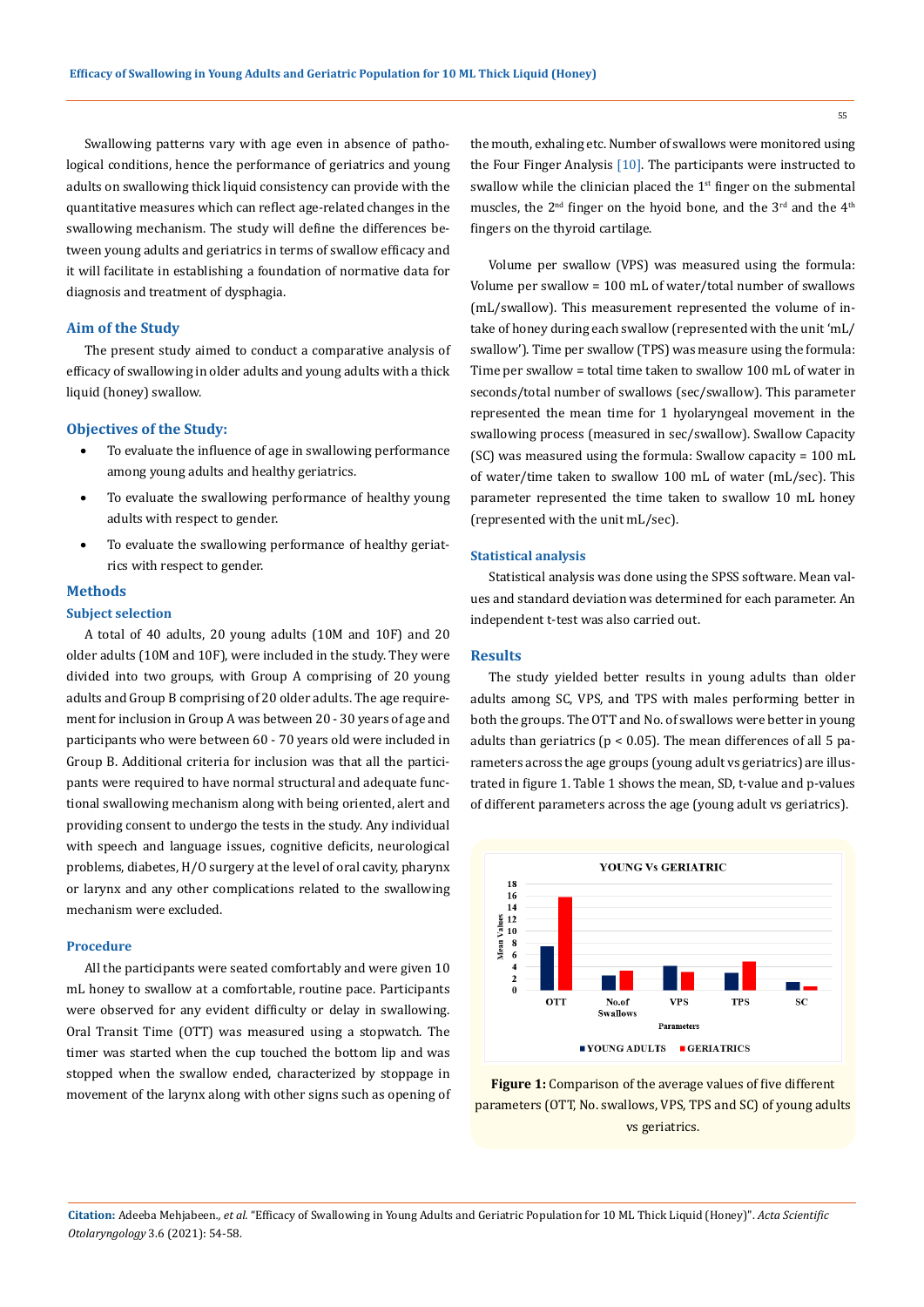Swallowing patterns vary with age even in absence of pathological conditions, hence the performance of geriatrics and young adults on swallowing thick liquid consistency can provide with the quantitative measures which can reflect age-related changes in the swallowing mechanism. The study will define the differences between young adults and geriatrics in terms of swallow efficacy and it will facilitate in establishing a foundation of normative data for diagnosis and treatment of dysphagia.

## Aim of the Study

The present study aimed to conduct a comparative analysis of efficacy of swallowing in older adults and young adults with a thick liquid (honey) swallow.

## Objectives of the Study:

- To evaluate the influence of age in swallowing performance among young adults and healthy geriatrics.
- To evaluate the swallowing performance of healthy young adults with respect to gender.
- To evaluate the swallowing performance of healthy geriatrics with respect to gender.

## Methods

### Subject selection

A total of 40 adults, 20 young adults (10M and 10F) and 20 older adults (10M and 10F), were included in the study. They were divided into two groups, with Group A comprising of 20 young adults and Group B comprising of 20 older adults. The age requirement for inclusion in Group A was between 20 - 30 years of age and participants who were between 60 - 70 years old were included in Group B. Additional criteria for inclusion was that all the participants were required to have normal structural and adequate functional swallowing mechanism along with being oriented, alert and providing consent to undergo the tests in the study. Any individual with speech and language issues, cognitive deficits, neurological problems, diabetes, H/O surgery at the level of oral cavity, pharynx or larynx and any other complications related to the swallowing mechanism were excluded.

### Procedure

All the participants were seated comfortably and were given 10 mL honey to swallow at a comfortable, routine pace. Participants were observed for any evident difficulty or delay in swallowing. Oral Transit Time (OTT) was measured using a stopwatch. The timer was started when the cup touched the bottom lip and was stopped when the swallow ended, characterized by stoppage in movement of the larynx along with other signs such as opening of the mouth, exhaling etc. Number of swallows were monitored using the Four Finger Analysis [10]. The participants were instructed to swallow while the clinician placed the 1st finger on the submental muscles, the 2nd finger on the hyoid bone, and the 3rd and the 4th fingers on the thyroid cartilage.

Volume per swallow (VPS) was measured using the formula: Volume per swallow = 100 mL of water/total number of swallows (mL/swallow). This measurement represented the volume of intake of honey during each swallow (represented with the unit 'mL/swallow'). Time per swallow (TPS) was measure using the formula: Time per swallow = total time taken to swallow 100 mL of water in seconds/total number of swallows (sec/swallow). This parameter represented the mean time for 1 hyolaryngeal movement in the swallowing process (measured in sec/swallow). Swallow Capacity (SC) was measured using the formula: Swallow capacity = 100 mL of water/time taken to swallow 100 mL of water (mL/sec). This parameter represented the time taken to swallow 10 mL honey (represented with the unit mL/sec).

### Statistical analysis

Statistical analysis was done using the SPSS software. Mean values and standard deviation was determined for each parameter. An independent t-test was also carried out.

## Results

The study yielded better results in young adults than older adults among SC, VPS, and TPS with males performing better in both the groups. The OTT and No. of swallows were better in young adults than geriatrics ($p < 0.05$). The mean differences of all 5 parameters across the age groups (young adult vs geriatrics) are illustrated in figure 1. Table 1 shows the mean, SD, t-value and p-values of different parameters across the age (young adult vs geriatrics).

**Figure 1:** Comparison of the average values of five different parameters (OTT, No. swallows, VPS, TPS and SC) of young adults vs geriatrics.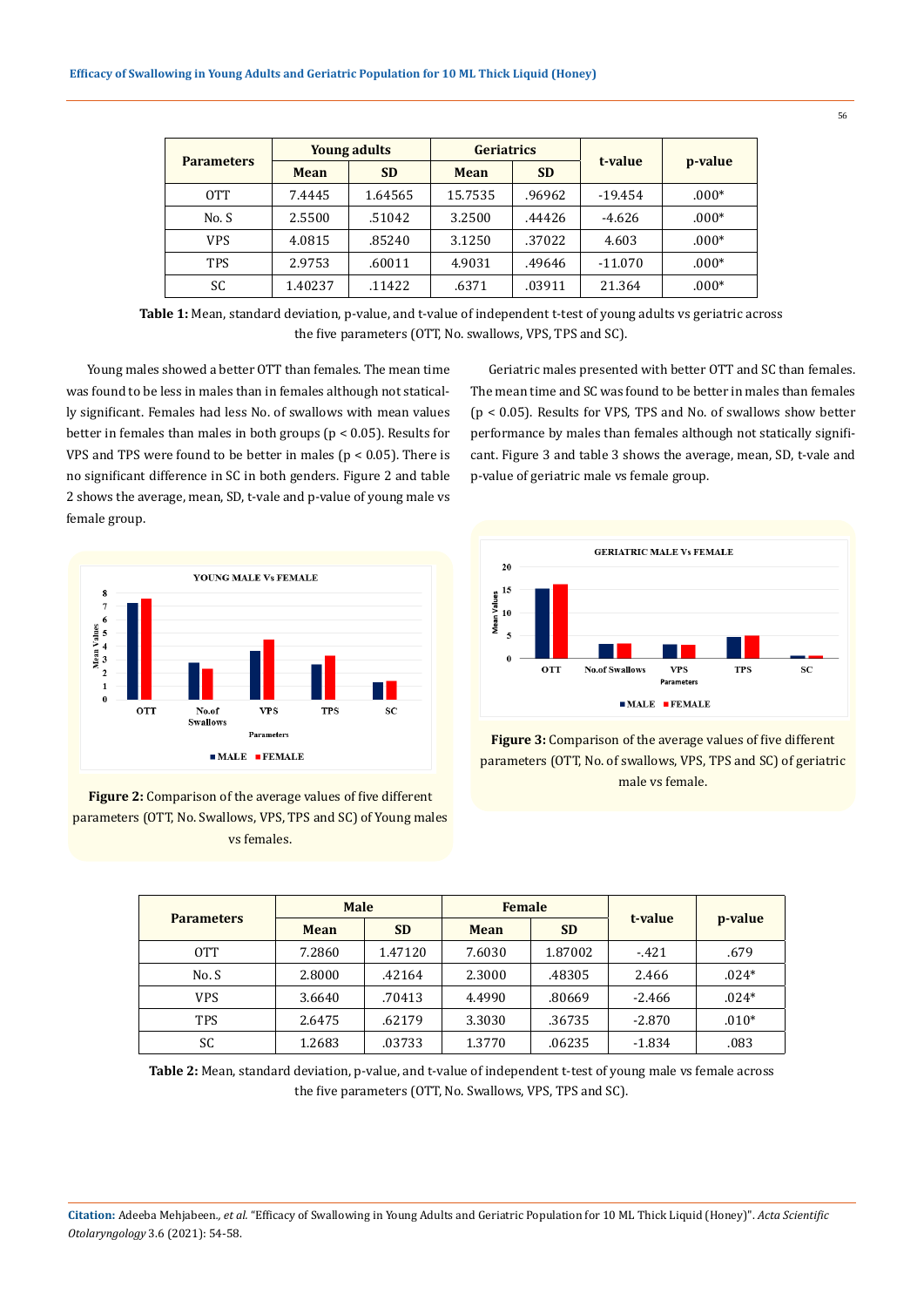| Parameters | Young adults | | Geriatrics | | t-value | p-value |
|---|---|---|---|---|---|---|
| | Mean | SD | Mean | SD | | |
| OTT | 7.4445 | 1.64565 | 15.7535 | .96962 | -19.454 | .000* |
| No. S | 2.5500 | .51042 | 3.2500 | .44426 | -4.626 | .000* |
| VPS | 4.0815 | .85240 | 3.1250 | .37022 | 4.603 | .000* |
| TPS | 2.9753 | .60011 | 4.9031 | .49646 | -11.070 | .000* |
| SC | 1.40237 | .11422 | .6371 | .03911 | 21.364 | .000* |

**Table 1:** Mean, standard deviation, p-value, and t-value of independent t-test of young adults vs geriatric across the five parameters (OTT, No. swallows, VPS, TPS and SC).

Young males showed a better OTT than females. The mean time was found to be less in males than in females although not statically significant. Females had less No. of swallows with mean values better in females than males in both groups ($p < 0.05$). Results for VPS and TPS were found to be better in males ($p < 0.05$). There is no significant difference in SC in both genders. Figure 2 and table 2 shows the average, mean, SD, t-vale and p-value of young male vs female group.

Figure 2: Comparison of the average values of five different parameters (OTT, No. Swallows, VPS, TPS and SC) of Young males vs females.

Geriatric males presented with better OTT and SC than females. The mean time and SC was found to be better in males than females ($p < 0.05$). Results for VPS, TPS and No. of swallows show better performance by males than females although not statically significant. Figure 3 and table 3 shows the average, mean, SD, t-vale and p-value of geriatric male vs female group.

Figure 3: Comparison of the average values of five different parameters (OTT, No. of swallows, VPS, TPS and SC) of geriatric male vs female.

| Parameters | Male | | Female | | t-value | p-value |
|---|---|---|---|---|---|---|
| | Mean | SD | Mean | SD | | |
| OTT | 7.2860 | 1.47120 | 7.6030 | 1.87002 | -.421 | .679 |
| No. S | 2.8000 | .42164 | 2.3000 | .48305 | 2.466 | .024* |
| VPS | 3.6640 | .70413 | 4.4990 | .80669 | -2.466 | .024* |
| TPS | 2.6475 | .62179 | 3.3030 | .36735 | -2.870 | .010* |
| SC | 1.2683 | .03733 | 1.3770 | .06235 | -1.834 | .083 |

**Table 2:** Mean, standard deviation, p-value, and t-value of independent t-test of young male vs female across the five parameters (OTT, No. Swallows, VPS, TPS and SC).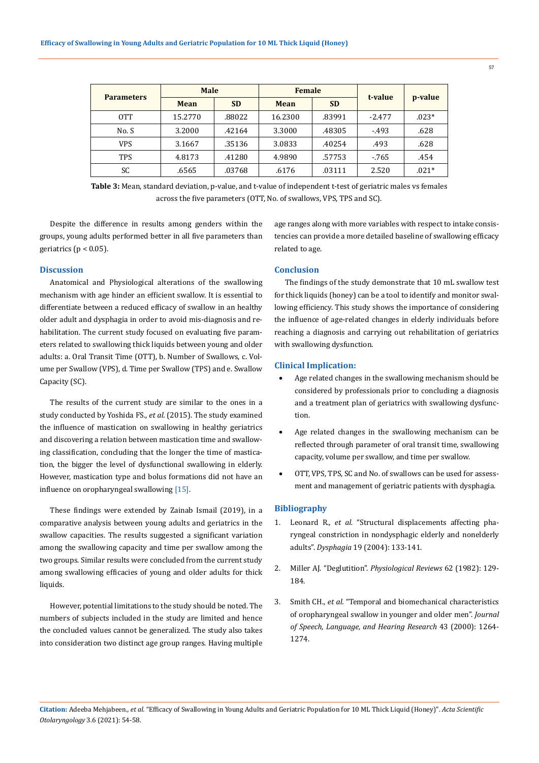| Parameters | Male | | Female | | t-value | p-value |
|---|---|---|---|---|---|---|
| | Mean | SD | Mean | SD | | |
| OTT | 15.2770 | .88022 | 16.2300 | .83991 | -2.477 | .023* |
| No. S | 3.2000 | .42164 | 3.3000 | .48305 | -.493 | .628 |
| VPS | 3.1667 | .35136 | 3.0833 | .40254 | .493 | .628 |
| TPS | 4.8173 | .41280 | 4.9890 | .57753 | -.765 | .454 |
| SC | .6565 | .03768 | .6176 | .03111 | 2.520 | .021* |

**Table 3:** Mean, standard deviation, p-value, and t-value of independent t-test of geriatric males vs females across the five parameters (OTT, No. of swallows, VPS, TPS and SC).

Despite the difference in results among genders within the groups, young adults performed better in all five parameters than geriatrics ($p < 0.05$).

## Discussion

Anatomical and Physiological alterations of the swallowing mechanism with age hinder an efficient swallow. It is essential to differentiate between a reduced efficacy of swallow in an healthy older adult and dysphagia in order to avoid mis-diagnosis and rehabilitation. The current study focused on evaluating five parameters related to swallowing thick liquids between young and older adults: a. Oral Transit Time (OTT), b. Number of Swallows, c. Volume per Swallow (VPS), d. Time per Swallow (TPS) and e. Swallow Capacity (SC).

The results of the current study are similar to the ones in a study conducted by Yoshida FS., *et al.* (2015). The study examined the influence of mastication on swallowing in healthy geriatrics and discovering a relation between mastication time and swallowing classification, concluding that the longer the time of mastication, the bigger the level of dysfunctional swallowing in elderly. However, mastication type and bolus formations did not have an influence on oropharyngeal swallowing [15].

These findings were extended by Zainab Ismail (2019), in a comparative analysis between young adults and geriatrics in the swallow capacities. The results suggested a significant variation among the swallowing capacity and time per swallow among the two groups. Similar results were concluded from the current study among swallowing efficacies of young and older adults for thick liquids.

However, potential limitations to the study should be noted. The numbers of subjects included in the study are limited and hence the concluded values cannot be generalized. The study also takes into consideration two distinct age group ranges. Having multiple age ranges along with more variables with respect to intake consistencies can provide a more detailed baseline of swallowing efficacy related to age.

## Conclusion

The findings of the study demonstrate that 10 mL swallow test for thick liquids (honey) can be a tool to identify and monitor swallowing efficiency. This study shows the importance of considering the influence of age-related changes in elderly individuals before reaching a diagnosis and carrying out rehabilitation of geriatrics with swallowing dysfunction.

## Clinical Implication:

- Age related changes in the swallowing mechanism should be considered by professionals prior to concluding a diagnosis and a treatment plan of geriatrics with swallowing dysfunction.
- Age related changes in the swallowing mechanism can be reflected through parameter of oral transit time, swallowing capacity, volume per swallow, and time per swallow.
- OTT, VPS, TPS, SC and No. of swallows can be used for assessment and management of geriatric patients with dysphagia.

## Bibliography

1. Leonard R., *et al.* "Structural displacements affecting pharyngeal constriction in nondysphagic elderly and nonelderly adults". *Dysphagia* 19 (2004): 133-141.
2. Miller AJ. "Deglutition". *Physiological Reviews* 62 (1982): 129-184.
3. Smith CH., *et al.* "Temporal and biomechanical characteristics of oropharyngeal swallow in younger and older men". *Journal of Speech, Language, and Hearing Research* 43 (2000): 1264-1274.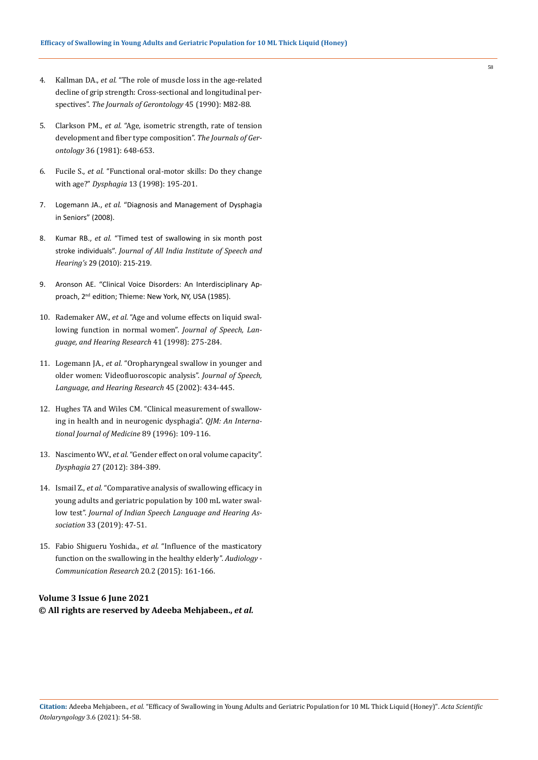4. Kallman DA., *et al.* "The role of muscle loss in the age-related decline of grip strength: Cross-sectional and longitudinal perspectives". *The Journals of Gerontology* 45 (1990): M82-88.

5. Clarkson PM., *et al.* "Age, isometric strength, rate of tension development and fiber type composition". *The Journals of Gerontology* 36 (1981): 648-653.

6. Fucile S., *et al.* "Functional oral-motor skills: Do they change with age?" *Dysphagia* 13 (1998): 195-201.

7. Logemann JA., *et al.* "Diagnosis and Management of Dysphagia in Seniors" (2008).

8. Kumar RB., *et al.* "Timed test of swallowing in six month post stroke individuals". *Journal of All India Institute of Speech and Hearing's* 29 (2010): 215-219.

9. Aronson AE. "Clinical Voice Disorders: An Interdisciplinary Approach, 2nd edition; Thieme: New York, NY, USA (1985).

10. Rademaker AW., *et al.* "Age and volume effects on liquid swallowing function in normal women". *Journal of Speech, Language, and Hearing Research* 41 (1998): 275-284.

11. Logemann JA., *et al.* "Oropharyngeal swallow in younger and older women: Videofluoroscopic analysis". *Journal of Speech, Language, and Hearing Research* 45 (2002): 434-445.

12. Hughes TA and Wiles CM. "Clinical measurement of swallowing in health and in neurogenic dysphagia". *QJM: An International Journal of Medicine* 89 (1996): 109-116.

13. Nascimento WV., *et al.* "Gender effect on oral volume capacity". *Dysphagia* 27 (2012): 384-389.

14. Ismail Z., *et al.* "Comparative analysis of swallowing efficacy in young adults and geriatric population by 100 mL water swallow test". *Journal of Indian Speech Language and Hearing Association* 33 (2019): 47-51.

15. Fabio Shigueru Yoshida., *et al.* "Influence of the masticatory function on the swallowing in the healthy elderly". *Audiology - Communication Research* 20.2 (2015): 161-166.

**Volume 3 Issue 6 June 2021**
**© All rights are reserved by Adeeba Mehjabeen., *et al.***